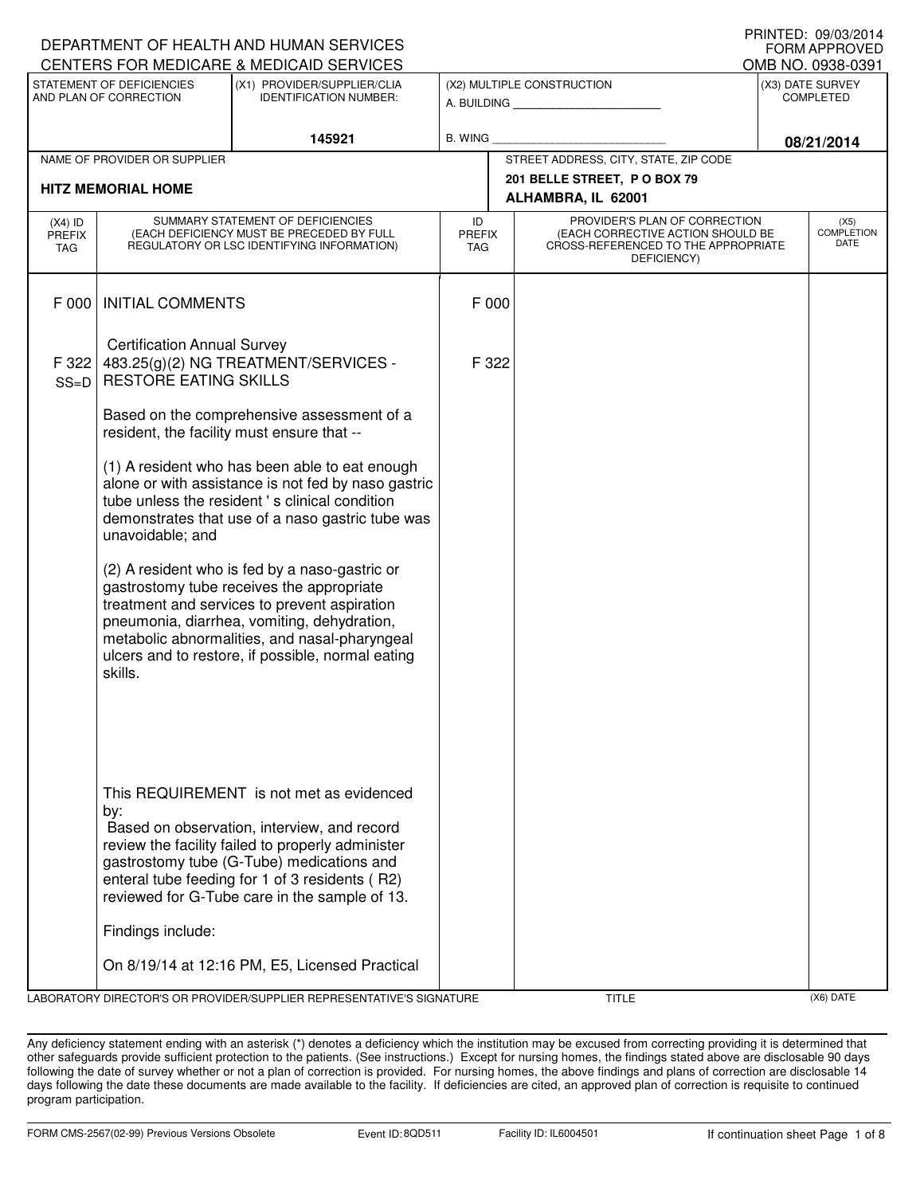PRINTED: 09/03/2014
FORM APPROVED
OMB NO. 0938-0391

DEPARTMENT OF HEALTH AND HUMAN SERVICES
CENTERS FOR MEDICARE & MEDICAID SERVICES

| STATEMENT OF DEFICIENCIES AND PLAN OF CORRECTION | (X1) PROVIDER/SUPPLIER/CLIA IDENTIFICATION NUMBER: | (X2) MULTIPLE CONSTRUCTION | (X3) DATE SURVEY COMPLETED |
|---|---|---|---|
| | 145921 | A. BUILDING ______ B. WING ______ | 08/21/2014 |

| NAME OF PROVIDER OR SUPPLIER | STREET ADDRESS, CITY, STATE, ZIP CODE |
|---|---|
| HITZ MEMORIAL HOME | 201 BELLE STREET, P O BOX 79 ALHAMBRA, IL 62001 |

| (X4) ID PREFIX TAG | SUMMARY STATEMENT OF DEFICIENCIES (EACH DEFICIENCY MUST BE PRECEDED BY FULL REGULATORY OR LSC IDENTIFYING INFORMATION) | ID PREFIX TAG | PROVIDER'S PLAN OF CORRECTION (EACH CORRECTIVE ACTION SHOULD BE CROSS-REFERENCED TO THE APPROPRIATE DEFICIENCY) | (X5) COMPLETION DATE |
|---|---|---|---|---|
| F 000 | INITIAL COMMENTS<br><br>Certification Annual Survey | F 000 | | |
| F 322 SS=D | 483.25(g)(2) NG TREATMENT/SERVICES - RESTORE EATING SKILLS<br><br>Based on the comprehensive assessment of a resident, the facility must ensure that --<br><br>(1) A resident who has been able to eat enough alone or with assistance is not fed by naso gastric tube unless the resident ' s clinical condition demonstrates that use of a naso gastric tube was unavoidable; and<br><br>(2) A resident who is fed by a naso-gastric or gastrostomy tube receives the appropriate treatment and services to prevent aspiration pneumonia, diarrhea, vomiting, dehydration, metabolic abnormalities, and nasal-pharyngeal ulcers and to restore, if possible, normal eating skills.<br><br>This REQUIREMENT is not met as evidenced by:<br>Based on observation, interview, and record review the facility failed to properly administer gastrostomy tube (G-Tube) medications and enteral tube feeding for 1 of 3 residents ( R2) reviewed for G-Tube care in the sample of 13.<br><br>Findings include:<br><br>On 8/19/14 at 12:16 PM, E5, Licensed Practical | F 322 | | |

LABORATORY DIRECTOR'S OR PROVIDER/SUPPLIER REPRESENTATIVE'S SIGNATURE | TITLE | (X6) DATE

Any deficiency statement ending with an asterisk (*) denotes a deficiency which the institution may be excused from correcting providing it is determined that other safeguards provide sufficient protection to the patients. (See instructions.) Except for nursing homes, the findings stated above are disclosable 90 days following the date of survey whether or not a plan of correction is provided. For nursing homes, the above findings and plans of correction are disclosable 14 days following the date these documents are made available to the facility. If deficiencies are cited, an approved plan of correction is requisite to continued program participation.

FORM CMS-2567(02-99) Previous Versions Obsolete | Event ID: 8QD511 | Facility ID: IL6004501 | If continuation sheet Page 1 of 8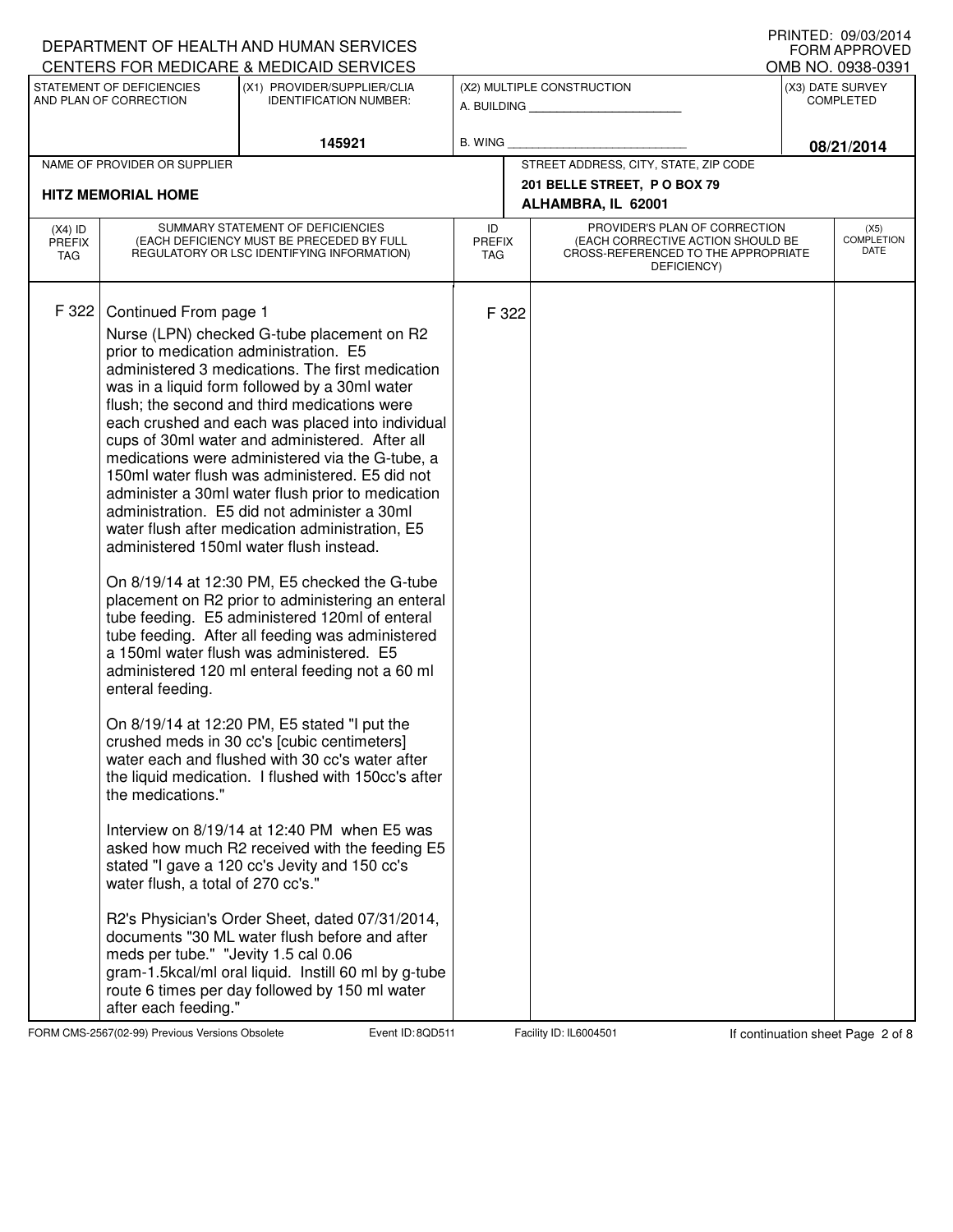DEPARTMENT OF HEALTH AND HUMAN SERVICES
CENTERS FOR MEDICARE & MEDICAID SERVICES

PRINTED: 09/03/2014
FORM APPROVED
OMB NO. 0938-0391

| STATEMENT OF DEFICIENCIES AND PLAN OF CORRECTION | (X1) PROVIDER/SUPPLIER/CLIA IDENTIFICATION NUMBER: | (X2) MULTIPLE CONSTRUCTION | (X3) DATE SURVEY COMPLETED |
|---|---|---|---|
| | 145921 | A. BUILDING ______ B. WING ______ | 08/21/2014 |

| NAME OF PROVIDER OR SUPPLIER | STREET ADDRESS, CITY, STATE, ZIP CODE |
|---|---|
| HITZ MEMORIAL HOME | 201 BELLE STREET, P O BOX 79 ALHAMBRA, IL 62001 |

| (X4) ID PREFIX TAG | SUMMARY STATEMENT OF DEFICIENCIES (EACH DEFICIENCY MUST BE PRECEDED BY FULL REGULATORY OR LSC IDENTIFYING INFORMATION) | ID PREFIX TAG | PROVIDER'S PLAN OF CORRECTION (EACH CORRECTIVE ACTION SHOULD BE CROSS-REFERENCED TO THE APPROPRIATE DEFICIENCY) | (X5) COMPLETION DATE |
|---|---|---|---|---|
| F 322 | Continued From page 1<br>Nurse (LPN) checked G-tube placement on R2 prior to medication administration. E5 administered 3 medications. The first medication was in a liquid form followed by a 30ml water flush; the second and third medications were each crushed and each was placed into individual cups of 30ml water and administered. After all medications were administered via the G-tube, a 150ml water flush was administered. E5 did not administer a 30ml water flush prior to medication administration. E5 did not administer a 30ml water flush after medication administration, E5 administered 150ml water flush instead.<br><br>On 8/19/14 at 12:30 PM, E5 checked the G-tube placement on R2 prior to administering an enteral tube feeding. E5 administered 120ml of enteral tube feeding. After all feeding was administered a 150ml water flush was administered. E5 administered 120 ml enteral feeding not a 60 ml enteral feeding.<br><br>On 8/19/14 at 12:20 PM, E5 stated "I put the crushed meds in 30 cc's [cubic centimeters] water each and flushed with 30 cc's water after the liquid medication. I flushed with 150cc's after the medications."<br><br>Interview on 8/19/14 at 12:40 PM when E5 was asked how much R2 received with the feeding E5 stated "I gave a 120 cc's Jevity and 150 cc's water flush, a total of 270 cc's."<br><br>R2's Physician's Order Sheet, dated 07/31/2014, documents "30 ML water flush before and after meds per tube." "Jevity 1.5 cal 0.06 gram-1.5kcal/ml oral liquid. Instill 60 ml by g-tube route 6 times per day followed by 150 ml water after each feeding." | F 322 | | |

FORM CMS-2567(02-99) Previous Versions Obsolete Event ID: 8QD511 Facility ID: IL6004501 If continuation sheet Page 2 of 8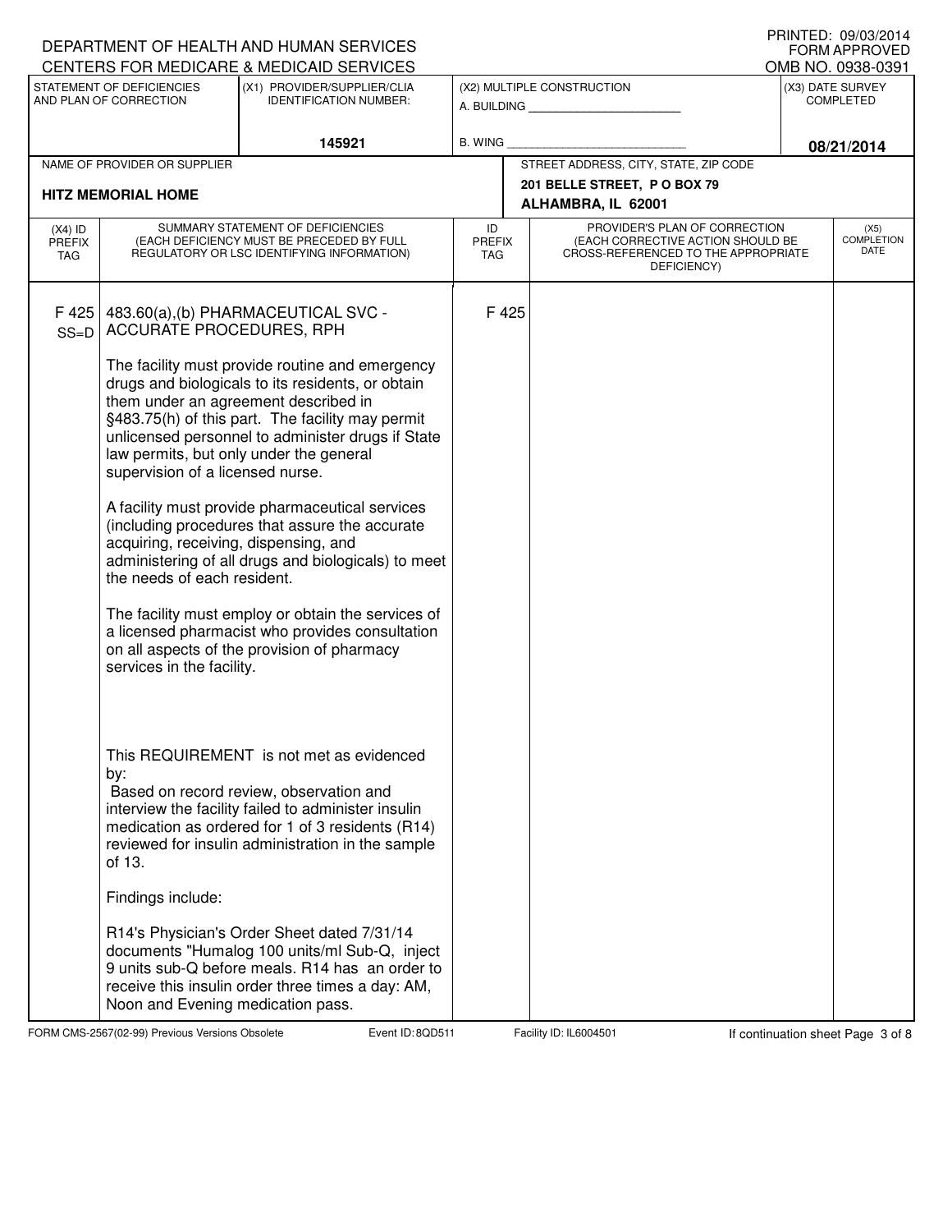DEPARTMENT OF HEALTH AND HUMAN SERVICES
CENTERS FOR MEDICARE & MEDICAID SERVICES

PRINTED: 09/03/2014
FORM APPROVED
OMB NO. 0938-0391

| STATEMENT OF DEFICIENCIES AND PLAN OF CORRECTION | (X1) PROVIDER/SUPPLIER/CLIA IDENTIFICATION NUMBER: | (X2) MULTIPLE CONSTRUCTION | (X3) DATE SURVEY COMPLETED |
|---|---|---|---|
| | 145921 | A. BUILDING ______ B. WING ______ | 08/21/2014 |

| NAME OF PROVIDER OR SUPPLIER | STREET ADDRESS, CITY, STATE, ZIP CODE |
|---|---|
| HITZ MEMORIAL HOME | 201 BELLE STREET, P O BOX 79 ALHAMBRA, IL 62001 |

| (X4) ID PREFIX TAG | SUMMARY STATEMENT OF DEFICIENCIES (EACH DEFICIENCY MUST BE PRECEDED BY FULL REGULATORY OR LSC IDENTIFYING INFORMATION) | ID PREFIX TAG | PROVIDER'S PLAN OF CORRECTION (EACH CORRECTIVE ACTION SHOULD BE CROSS-REFERENCED TO THE APPROPRIATE DEFICIENCY) | (X5) COMPLETION DATE |
|---|---|---|---|---|
| F 425 SS=D | 483.60(a),(b) PHARMACEUTICAL SVC - ACCURATE PROCEDURES, RPH<br><br>The facility must provide routine and emergency drugs and biologicals to its residents, or obtain them under an agreement described in §483.75(h) of this part. The facility may permit unlicensed personnel to administer drugs if State law permits, but only under the general supervision of a licensed nurse.<br><br>A facility must provide pharmaceutical services (including procedures that assure the accurate acquiring, receiving, dispensing, and administering of all drugs and biologicals) to meet the needs of each resident.<br><br>The facility must employ or obtain the services of a licensed pharmacist who provides consultation on all aspects of the provision of pharmacy services in the facility.<br><br>This REQUIREMENT is not met as evidenced by:<br>Based on record review, observation and interview the facility failed to administer insulin medication as ordered for 1 of 3 residents (R14) reviewed for insulin administration in the sample of 13.<br><br>Findings include:<br><br>R14's Physician's Order Sheet dated 7/31/14 documents "Humalog 100 units/ml Sub-Q, inject 9 units sub-Q before meals. R14 has an order to receive this insulin order three times a day: AM, Noon and Evening medication pass. | F 425 | | |

FORM CMS-2567(02-99) Previous Versions Obsolete Event ID: 8QD511 Facility ID: IL6004501 If continuation sheet Page 3 of 8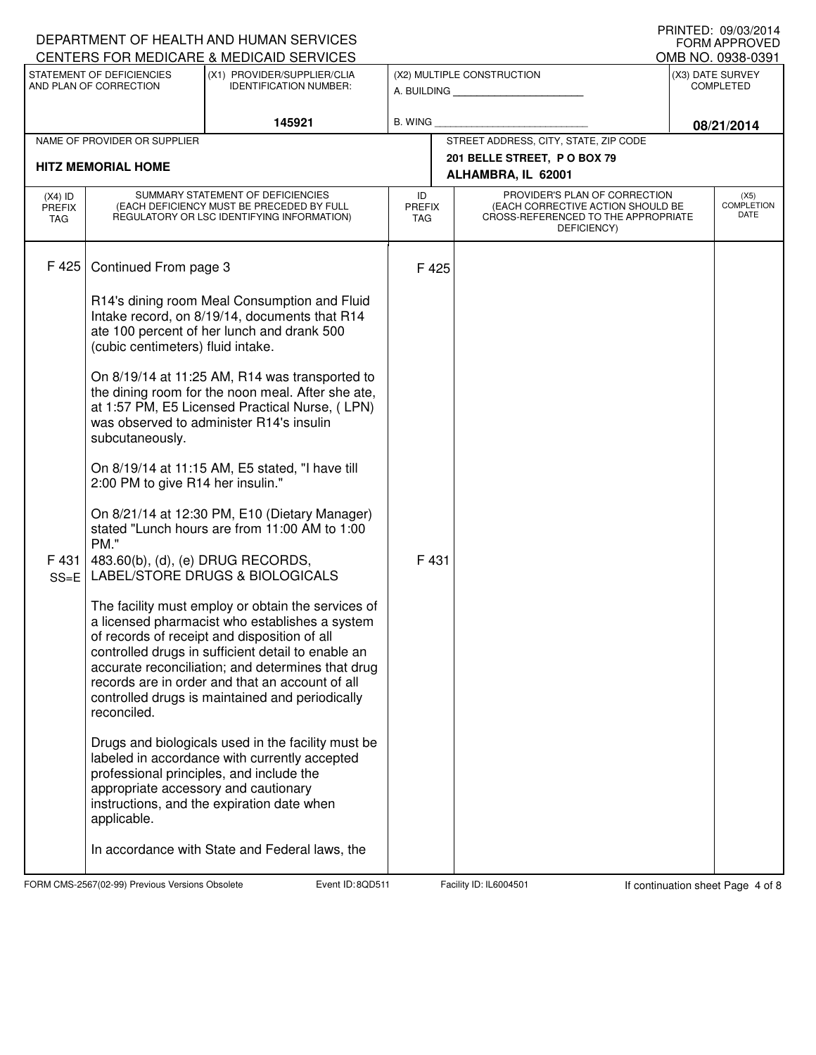DEPARTMENT OF HEALTH AND HUMAN SERVICES
CENTERS FOR MEDICARE & MEDICAID SERVICES

PRINTED: 09/03/2014
FORM APPROVED
OMB NO. 0938-0391

| STATEMENT OF DEFICIENCIES AND PLAN OF CORRECTION | (X1) PROVIDER/SUPPLIER/CLIA IDENTIFICATION NUMBER: | (X2) MULTIPLE CONSTRUCTION | (X3) DATE SURVEY COMPLETED |
|---|---|---|---|
| | 145921 | A. BUILDING ____ B. WING ____ | 08/21/2014 |

| NAME OF PROVIDER OR SUPPLIER | STREET ADDRESS, CITY, STATE, ZIP CODE |
|---|---|
| HITZ MEMORIAL HOME | 201 BELLE STREET, P O BOX 79 ALHAMBRA, IL 62001 |

| (X4) ID PREFIX TAG | SUMMARY STATEMENT OF DEFICIENCIES (EACH DEFICIENCY MUST BE PRECEDED BY FULL REGULATORY OR LSC IDENTIFYING INFORMATION) | ID PREFIX TAG | PROVIDER'S PLAN OF CORRECTION (EACH CORRECTIVE ACTION SHOULD BE CROSS-REFERENCED TO THE APPROPRIATE DEFICIENCY) | (X5) COMPLETION DATE |
|---|---|---|---|---|
| F 425 | Continued From page 3<br><br>R14's dining room Meal Consumption and Fluid Intake record, on 8/19/14, documents that R14 ate 100 percent of her lunch and drank 500 (cubic centimeters) fluid intake.<br><br>On 8/19/14 at 11:25 AM, R14 was transported to the dining room for the noon meal. After she ate, at 1:57 PM, E5 Licensed Practical Nurse, ( LPN) was observed to administer R14's insulin subcutaneously.<br><br>On 8/19/14 at 11:15 AM, E5 stated, "I have till 2:00 PM to give R14 her insulin."<br><br>On 8/21/14 at 12:30 PM, E10 (Dietary Manager) stated "Lunch hours are from 11:00 AM to 1:00 PM." | F 425 | | |
| F 431 SS=E | 483.60(b), (d), (e) DRUG RECORDS, LABEL/STORE DRUGS & BIOLOGICALS<br><br>The facility must employ or obtain the services of a licensed pharmacist who establishes a system of records of receipt and disposition of all controlled drugs in sufficient detail to enable an accurate reconciliation; and determines that drug records are in order and that an account of all controlled drugs is maintained and periodically reconciled.<br><br>Drugs and biologicals used in the facility must be labeled in accordance with currently accepted professional principles, and include the appropriate accessory and cautionary instructions, and the expiration date when applicable.<br><br>In accordance with State and Federal laws, the | F 431 | | |

FORM CMS-2567(02-99) Previous Versions Obsolete Event ID: 8QD511 Facility ID: IL6004501 If continuation sheet Page 4 of 8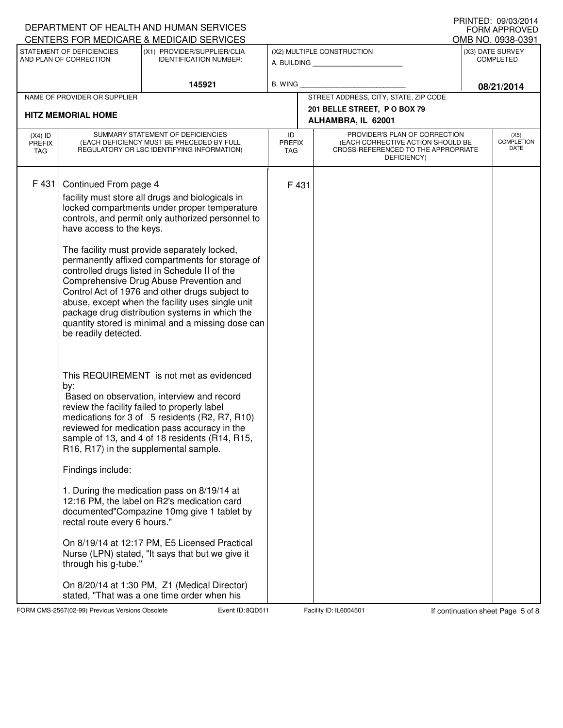DEPARTMENT OF HEALTH AND HUMAN SERVICES
CENTERS FOR MEDICARE & MEDICAID SERVICES

PRINTED: 09/03/2014
FORM APPROVED
OMB NO. 0938-0391

| STATEMENT OF DEFICIENCIES AND PLAN OF CORRECTION | (X1) PROVIDER/SUPPLIER/CLIA IDENTIFICATION NUMBER: | (X2) MULTIPLE CONSTRUCTION | (X3) DATE SURVEY COMPLETED |
|---|---|---|---|
| | 145921 | A. BUILDING ______ B. WING ______ | 08/21/2014 |

| NAME OF PROVIDER OR SUPPLIER | STREET ADDRESS, CITY, STATE, ZIP CODE |
|---|---|
| HITZ MEMORIAL HOME | 201 BELLE STREET, P O BOX 79 ALHAMBRA, IL 62001 |

| (X4) ID PREFIX TAG | SUMMARY STATEMENT OF DEFICIENCIES (EACH DEFICIENCY MUST BE PRECEDED BY FULL REGULATORY OR LSC IDENTIFYING INFORMATION) | ID PREFIX TAG | PROVIDER'S PLAN OF CORRECTION (EACH CORRECTIVE ACTION SHOULD BE CROSS-REFERENCED TO THE APPROPRIATE DEFICIENCY) | (X5) COMPLETION DATE |
|---|---|---|---|---|
| F 431 | Continued From page 4<br>facility must store all drugs and biologicals in locked compartments under proper temperature controls, and permit only authorized personnel to have access to the keys.<br><br>The facility must provide separately locked, permanently affixed compartments for storage of controlled drugs listed in Schedule II of the Comprehensive Drug Abuse Prevention and Control Act of 1976 and other drugs subject to abuse, except when the facility uses single unit package drug distribution systems in which the quantity stored is minimal and a missing dose can be readily detected.<br><br>This REQUIREMENT is not met as evidenced by:<br>Based on observation, interview and record review the facility failed to properly label medications for 3 of 5 residents (R2, R7, R10) reviewed for medication pass accuracy in the sample of 13, and 4 of 18 residents (R14, R15, R16, R17) in the supplemental sample.<br><br>Findings include:<br><br>1. During the medication pass on 8/19/14 at 12:16 PM, the label on R2's medication card documented"Compazine 10mg give 1 tablet by rectal route every 6 hours."<br><br>On 8/19/14 at 12:17 PM, E5 Licensed Practical Nurse (LPN) stated, "It says that but we give it through his g-tube."<br><br>On 8/20/14 at 1:30 PM, Z1 (Medical Director) stated, "That was a one time order when his | F 431 | | |

FORM CMS-2567(02-99) Previous Versions Obsolete Event ID: 8QD511 Facility ID: IL6004501 If continuation sheet Page 5 of 8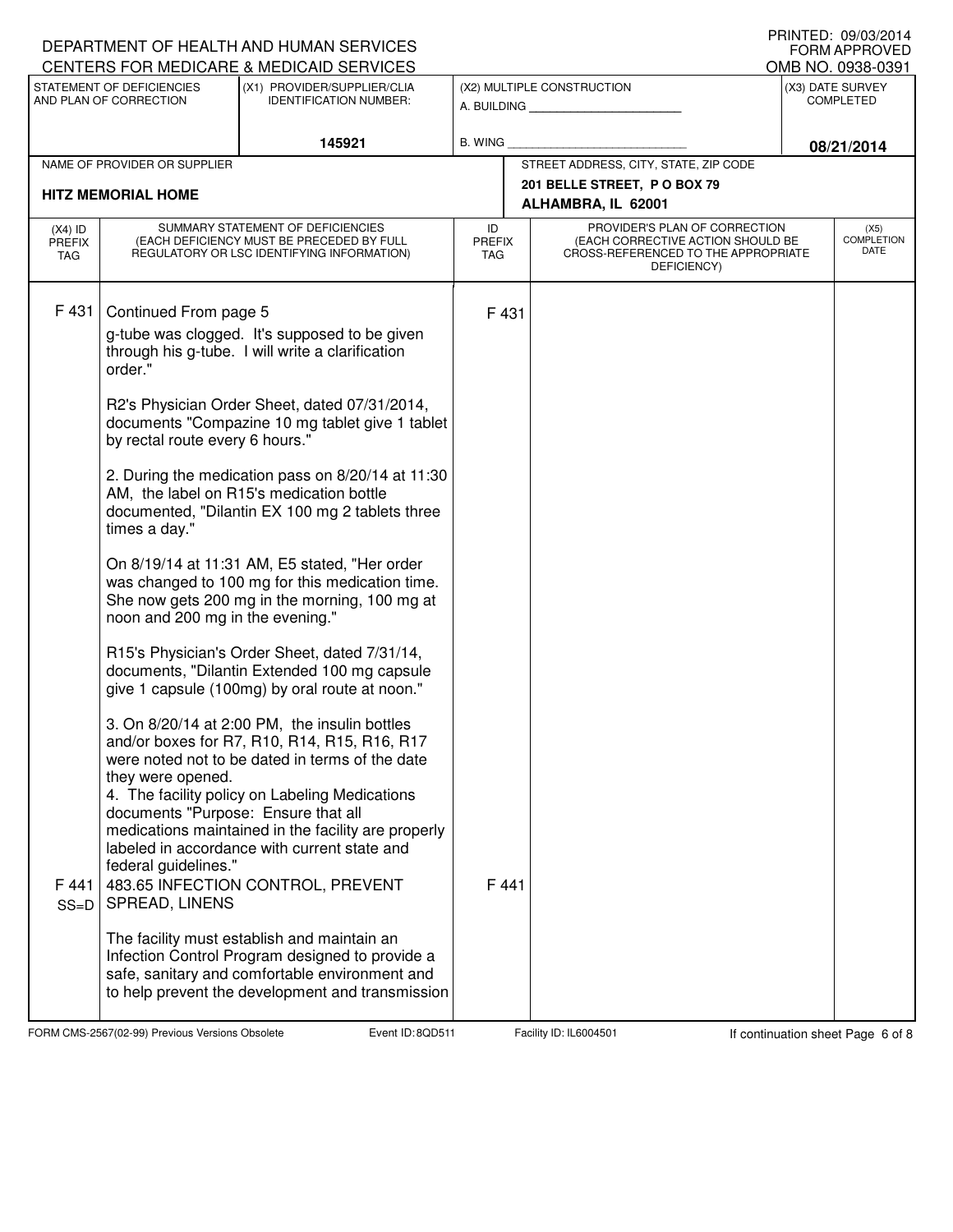DEPARTMENT OF HEALTH AND HUMAN SERVICES
CENTERS FOR MEDICARE & MEDICAID SERVICES

PRINTED: 09/03/2014
FORM APPROVED
OMB NO. 0938-0391

| STATEMENT OF DEFICIENCIES AND PLAN OF CORRECTION | (X1) PROVIDER/SUPPLIER/CLIA IDENTIFICATION NUMBER: | (X2) MULTIPLE CONSTRUCTION | (X3) DATE SURVEY COMPLETED |
|---|---|---|---|
| | 145921 | A. BUILDING ______ B. WING ______ | 08/21/2014 |

| NAME OF PROVIDER OR SUPPLIER | STREET ADDRESS, CITY, STATE, ZIP CODE |
|---|---|
| HITZ MEMORIAL HOME | 201 BELLE STREET, P O BOX 79 ALHAMBRA, IL 62001 |

| (X4) ID PREFIX TAG | SUMMARY STATEMENT OF DEFICIENCIES (EACH DEFICIENCY MUST BE PRECEDED BY FULL REGULATORY OR LSC IDENTIFYING INFORMATION) | ID PREFIX TAG | PROVIDER'S PLAN OF CORRECTION (EACH CORRECTIVE ACTION SHOULD BE CROSS-REFERENCED TO THE APPROPRIATE DEFICIENCY) | (X5) COMPLETION DATE |
|---|---|---|---|---|
| F 431 | Continued From page 5<br>g-tube was clogged. It's supposed to be given through his g-tube. I will write a clarification order."<br><br>R2's Physician Order Sheet, dated 07/31/2014, documents "Compazine 10 mg tablet give 1 tablet by rectal route every 6 hours."<br><br>2. During the medication pass on 8/20/14 at 11:30 AM, the label on R15's medication bottle documented, "Dilantin EX 100 mg 2 tablets three times a day."<br><br>On 8/19/14 at 11:31 AM, E5 stated, "Her order was changed to 100 mg for this medication time. She now gets 200 mg in the morning, 100 mg at noon and 200 mg in the evening."<br><br>R15's Physician's Order Sheet, dated 7/31/14, documents, "Dilantin Extended 100 mg capsule give 1 capsule (100mg) by oral route at noon."<br><br>3. On 8/20/14 at 2:00 PM, the insulin bottles and/or boxes for R7, R10, R14, R15, R16, R17 were noted not to be dated in terms of the date they were opened.<br>4. The facility policy on Labeling Medications documents "Purpose: Ensure that all medications maintained in the facility are properly labeled in accordance with current state and federal guidelines." | F 431 | | |
| F 441 SS=D | 483.65 INFECTION CONTROL, PREVENT SPREAD, LINENS<br><br>The facility must establish and maintain an Infection Control Program designed to provide a safe, sanitary and comfortable environment and to help prevent the development and transmission | F 441 | | |

FORM CMS-2567(02-99) Previous Versions Obsolete  Event ID: 8QD511  Facility ID: IL6004501  If continuation sheet Page 6 of 8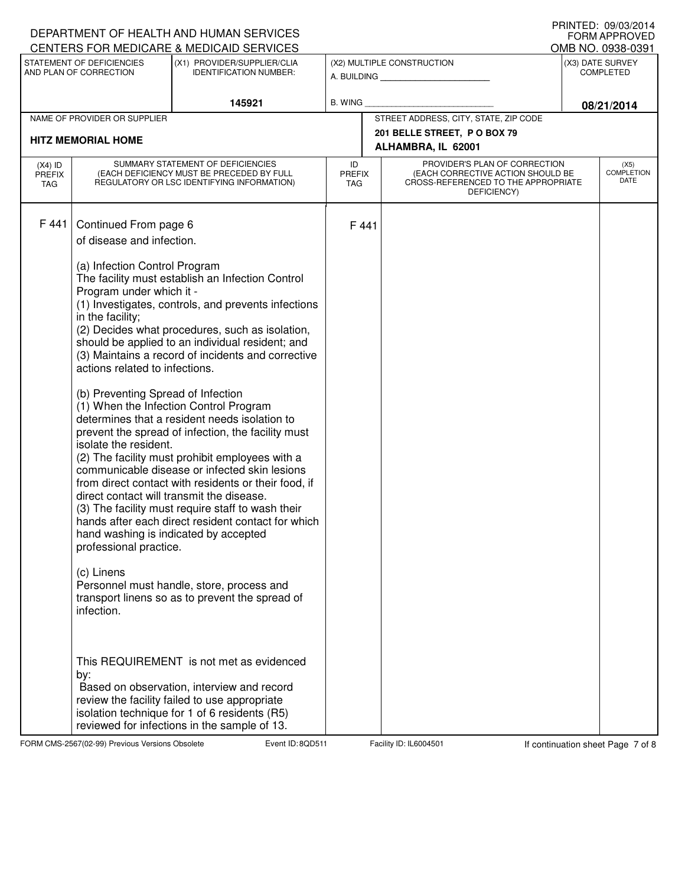DEPARTMENT OF HEALTH AND HUMAN SERVICES
CENTERS FOR MEDICARE & MEDICAID SERVICES

PRINTED: 09/03/2014
FORM APPROVED
OMB NO. 0938-0391

| STATEMENT OF DEFICIENCIES AND PLAN OF CORRECTION | (X1) PROVIDER/SUPPLIER/CLIA IDENTIFICATION NUMBER: | (X2) MULTIPLE CONSTRUCTION | (X3) DATE SURVEY COMPLETED |
|---|---|---|---|
| | 145921 | A. BUILDING ______ B. WING ______ | 08/21/2014 |

| NAME OF PROVIDER OR SUPPLIER | STREET ADDRESS, CITY, STATE, ZIP CODE |
|---|---|
| HITZ MEMORIAL HOME | 201 BELLE STREET, P O BOX 79 ALHAMBRA, IL 62001 |

| (X4) ID PREFIX TAG | SUMMARY STATEMENT OF DEFICIENCIES (EACH DEFICIENCY MUST BE PRECEDED BY FULL REGULATORY OR LSC IDENTIFYING INFORMATION) | ID PREFIX TAG | PROVIDER'S PLAN OF CORRECTION (EACH CORRECTIVE ACTION SHOULD BE CROSS-REFERENCED TO THE APPROPRIATE DEFICIENCY) | (X5) COMPLETION DATE |
|---|---|---|---|---|
| F 441 | Continued From page 6 | F 441 | | |

of disease and infection.

(a) Infection Control Program
The facility must establish an Infection Control Program under which it -
(1) Investigates, controls, and prevents infections in the facility;
(2) Decides what procedures, such as isolation, should be applied to an individual resident; and
(3) Maintains a record of incidents and corrective actions related to infections.

(b) Preventing Spread of Infection
(1) When the Infection Control Program determines that a resident needs isolation to prevent the spread of infection, the facility must isolate the resident.
(2) The facility must prohibit employees with a communicable disease or infected skin lesions from direct contact with residents or their food, if direct contact will transmit the disease.
(3) The facility must require staff to wash their hands after each direct resident contact for which hand washing is indicated by accepted professional practice.

(c) Linens
Personnel must handle, store, process and transport linens so as to prevent the spread of infection.

This REQUIREMENT is not met as evidenced by:
Based on observation, interview and record review the facility failed to use appropriate isolation technique for 1 of 6 residents (R5) reviewed for infections in the sample of 13.

FORM CMS-2567(02-99) Previous Versions Obsolete Event ID: 8QD511 Facility ID: IL6004501 If continuation sheet Page 7 of 8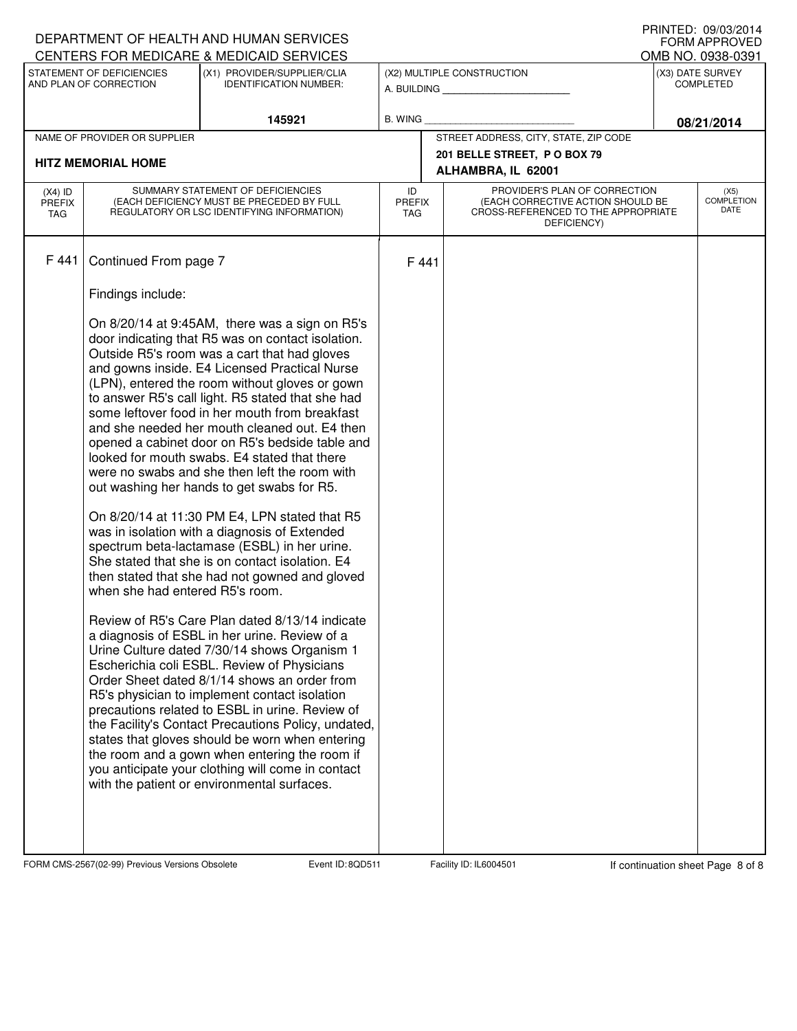DEPARTMENT OF HEALTH AND HUMAN SERVICES
CENTERS FOR MEDICARE & MEDICAID SERVICES

PRINTED: 09/03/2014
FORM APPROVED
OMB NO. 0938-0391

| STATEMENT OF DEFICIENCIES AND PLAN OF CORRECTION | (X1) PROVIDER/SUPPLIER/CLIA IDENTIFICATION NUMBER: | (X2) MULTIPLE CONSTRUCTION | (X3) DATE SURVEY COMPLETED |
|---|---|---|---|
| | 145921 | A. BUILDING ___ B. WING ___ | 08/21/2014 |

| NAME OF PROVIDER OR SUPPLIER | STREET ADDRESS, CITY, STATE, ZIP CODE |
|---|---|
| HITZ MEMORIAL HOME | 201 BELLE STREET, P O BOX 79 ALHAMBRA, IL 62001 |

| (X4) ID PREFIX TAG | SUMMARY STATEMENT OF DEFICIENCIES (EACH DEFICIENCY MUST BE PRECEDED BY FULL REGULATORY OR LSC IDENTIFYING INFORMATION) | ID PREFIX TAG | PROVIDER'S PLAN OF CORRECTION (EACH CORRECTIVE ACTION SHOULD BE CROSS-REFERENCED TO THE APPROPRIATE DEFICIENCY) | (X5) COMPLETION DATE |
|---|---|---|---|---|
| F 441 | Continued From page 7 | F 441 | | |

Findings include:

On 8/20/14 at 9:45AM, there was a sign on R5's door indicating that R5 was on contact isolation. Outside R5's room was a cart that had gloves and gowns inside. E4 Licensed Practical Nurse (LPN), entered the room without gloves or gown to answer R5's call light. R5 stated that she had some leftover food in her mouth from breakfast and she needed her mouth cleaned out. E4 then opened a cabinet door on R5's bedside table and looked for mouth swabs. E4 stated that there were no swabs and she then left the room with out washing her hands to get swabs for R5.

On 8/20/14 at 11:30 PM E4, LPN stated that R5 was in isolation with a diagnosis of Extended spectrum beta-lactamase (ESBL) in her urine. She stated that she is on contact isolation. E4 then stated that she had not gowned and gloved when she had entered R5's room.

Review of R5's Care Plan dated 8/13/14 indicate a diagnosis of ESBL in her urine. Review of a Urine Culture dated 7/30/14 shows Organism 1 Escherichia coli ESBL. Review of Physicians Order Sheet dated 8/1/14 shows an order from R5's physician to implement contact isolation precautions related to ESBL in urine. Review of the Facility's Contact Precautions Policy, undated, states that gloves should be worn when entering the room and a gown when entering the room if you anticipate your clothing will come in contact with the patient or environmental surfaces.

FORM CMS-2567(02-99) Previous Versions Obsolete Event ID: 8QD511 Facility ID: IL6004501